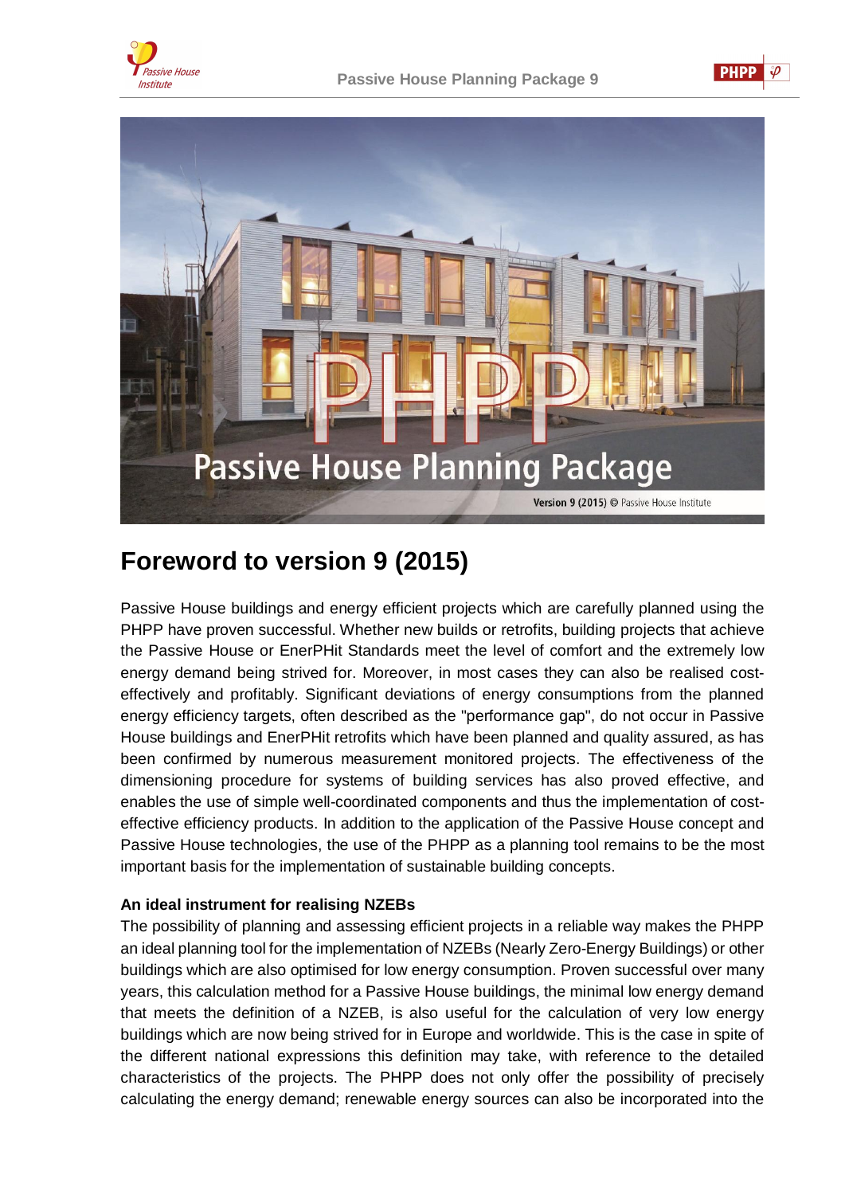# Foreword to version 9 (2015)

Passive House buildings and energy efficient projects which are carefully planned using the PHPP have proven successful. Whether new builds or retrofits, building projects that achieve the Passive House or EnerPHit Standards meet the level of comfort and the extremely low energy demand being strived for. Moreover, in most cases they can also be realised cost-effectively and profitably. Significant deviations of energy consumptions from the planned energy efficiency targets, often described as the "performance gap", do not occur in Passive House buildings and EnerPHit retrofits which have been planned and quality assured, as has been confirmed by numerous measurement monitored projects. The effectiveness of the dimensioning procedure for systems of building services has also proved effective, and enables the use of simple well-coordinated components and thus the implementation of cost-effective efficiency products. In addition to the application of the Passive House concept and Passive House technologies, the use of the PHPP as a planning tool remains to be the most important basis for the implementation of sustainable building concepts.

**An ideal instrument for realising NZEBs**

The possibility of planning and assessing efficient projects in a reliable way makes the PHPP an ideal planning tool for the implementation of NZEBs (Nearly Zero-Energy Buildings) or other buildings which are also optimised for low energy consumption. Proven successful over many years, this calculation method for a Passive House buildings, the minimal low energy demand that meets the definition of a NZEB, is also useful for the calculation of very low energy buildings which are now being strived for in Europe and worldwide. This is the case in spite of the different national expressions this definition may take, with reference to the detailed characteristics of the projects. The PHPP does not only offer the possibility of precisely calculating the energy demand; renewable energy sources can also be incorporated into the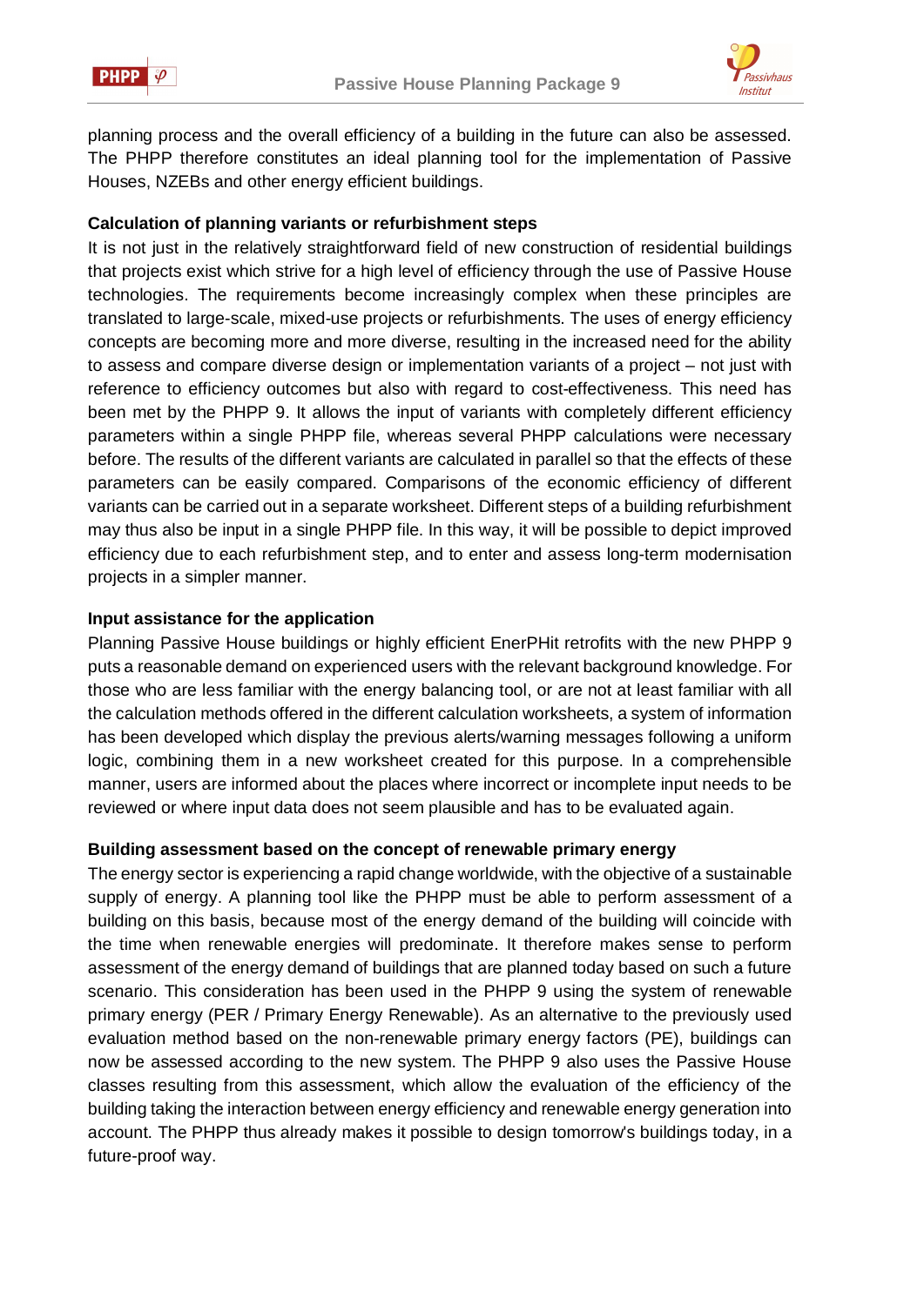planning process and the overall efficiency of a building in the future can also be assessed. The PHPP therefore constitutes an ideal planning tool for the implementation of Passive Houses, NZEBs and other energy efficient buildings.

**Calculation of planning variants or refurbishment steps**

It is not just in the relatively straightforward field of new construction of residential buildings that projects exist which strive for a high level of efficiency through the use of Passive House technologies. The requirements become increasingly complex when these principles are translated to large-scale, mixed-use projects or refurbishments. The uses of energy efficiency concepts are becoming more and more diverse, resulting in the increased need for the ability to assess and compare diverse design or implementation variants of a project – not just with reference to efficiency outcomes but also with regard to cost-effectiveness. This need has been met by the PHPP 9. It allows the input of variants with completely different efficiency parameters within a single PHPP file, whereas several PHPP calculations were necessary before. The results of the different variants are calculated in parallel so that the effects of these parameters can be easily compared. Comparisons of the economic efficiency of different variants can be carried out in a separate worksheet. Different steps of a building refurbishment may thus also be input in a single PHPP file. In this way, it will be possible to depict improved efficiency due to each refurbishment step, and to enter and assess long-term modernisation projects in a simpler manner.

**Input assistance for the application**

Planning Passive House buildings or highly efficient EnerPHit retrofits with the new PHPP 9 puts a reasonable demand on experienced users with the relevant background knowledge. For those who are less familiar with the energy balancing tool, or are not at least familiar with all the calculation methods offered in the different calculation worksheets, a system of information has been developed which display the previous alerts/warning messages following a uniform logic, combining them in a new worksheet created for this purpose. In a comprehensible manner, users are informed about the places where incorrect or incomplete input needs to be reviewed or where input data does not seem plausible and has to be evaluated again.

**Building assessment based on the concept of renewable primary energy**

The energy sector is experiencing a rapid change worldwide, with the objective of a sustainable supply of energy. A planning tool like the PHPP must be able to perform assessment of a building on this basis, because most of the energy demand of the building will coincide with the time when renewable energies will predominate. It therefore makes sense to perform assessment of the energy demand of buildings that are planned today based on such a future scenario. This consideration has been used in the PHPP 9 using the system of renewable primary energy (PER / Primary Energy Renewable). As an alternative to the previously used evaluation method based on the non-renewable primary energy factors (PE), buildings can now be assessed according to the new system. The PHPP 9 also uses the Passive House classes resulting from this assessment, which allow the evaluation of the efficiency of the building taking the interaction between energy efficiency and renewable energy generation into account. The PHPP thus already makes it possible to design tomorrow's buildings today, in a future-proof way.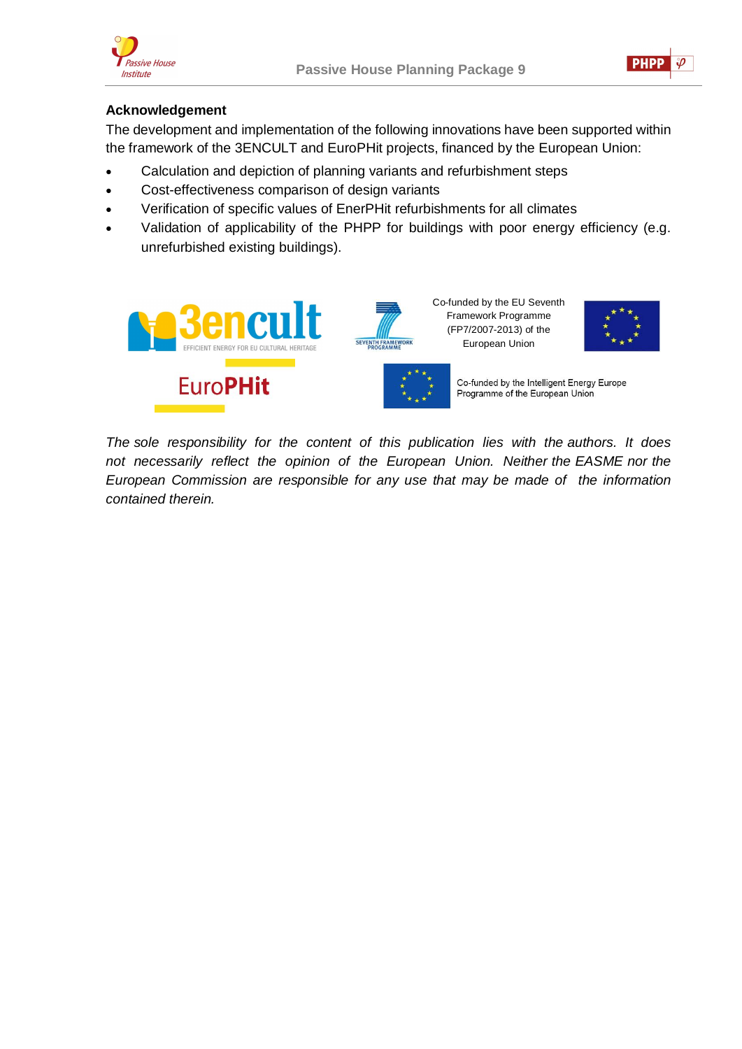**Acknowledgement**

The development and implementation of the following innovations have been supported within the framework of the 3ENCULT and EuroPHit projects, financed by the European Union:

- Calculation and depiction of planning variants and refurbishment steps
- Cost-effectiveness comparison of design variants
- Verification of specific values of EnerPHit refurbishments for all climates
- Validation of applicability of the PHPP for buildings with poor energy efficiency (e.g. unrefurbished existing buildings).

Co-funded by the EU Seventh Framework Programme (FP7/2007-2013) of the European Union

Co-funded by the Intelligent Energy Europe Programme of the European Union

*The sole responsibility for the content of this publication lies with the authors. It does not necessarily reflect the opinion of the European Union. Neither the EASME nor the European Commission are responsible for any use that may be made of the information contained therein.*